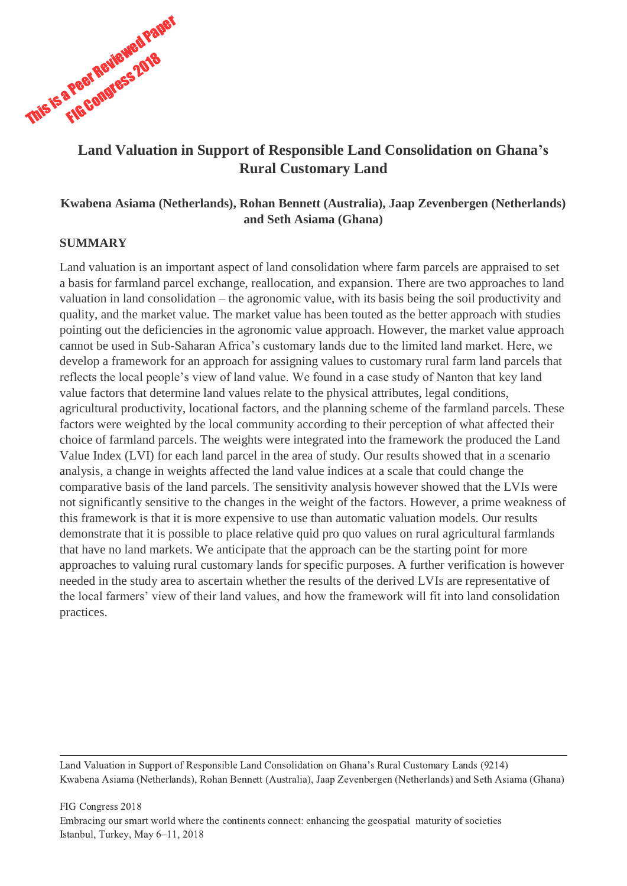This is a Peer Reviewed Paper FIG Congress 2018

# Land Valuation in Support of Responsible Land Consolidation on Ghana's Rural Customary Land

**Kwabena Asiama (Netherlands), Rohan Bennett (Australia), Jaap Zevenbergen (Netherlands) and Seth Asiama (Ghana)**

## SUMMARY

Land valuation is an important aspect of land consolidation where farm parcels are appraised to set a basis for farmland parcel exchange, reallocation, and expansion. There are two approaches to land valuation in land consolidation – the agronomic value, with its basis being the soil productivity and quality, and the market value. The market value has been touted as the better approach with studies pointing out the deficiencies in the agronomic value approach. However, the market value approach cannot be used in Sub-Saharan Africa's customary lands due to the limited land market. Here, we develop a framework for an approach for assigning values to customary rural farm land parcels that reflects the local people's view of land value. We found in a case study of Nanton that key land value factors that determine land values relate to the physical attributes, legal conditions, agricultural productivity, locational factors, and the planning scheme of the farmland parcels. These factors were weighted by the local community according to their perception of what affected their choice of farmland parcels. The weights were integrated into the framework the produced the Land Value Index (LVI) for each land parcel in the area of study. Our results showed that in a scenario analysis, a change in weights affected the land value indices at a scale that could change the comparative basis of the land parcels. The sensitivity analysis however showed that the LVIs were not significantly sensitive to the changes in the weight of the factors. However, a prime weakness of this framework is that it is more expensive to use than automatic valuation models. Our results demonstrate that it is possible to place relative quid pro quo values on rural agricultural farmlands that have no land markets. We anticipate that the approach can be the starting point for more approaches to valuing rural customary lands for specific purposes. A further verification is however needed in the study area to ascertain whether the results of the derived LVIs are representative of the local farmers' view of their land values, and how the framework will fit into land consolidation practices.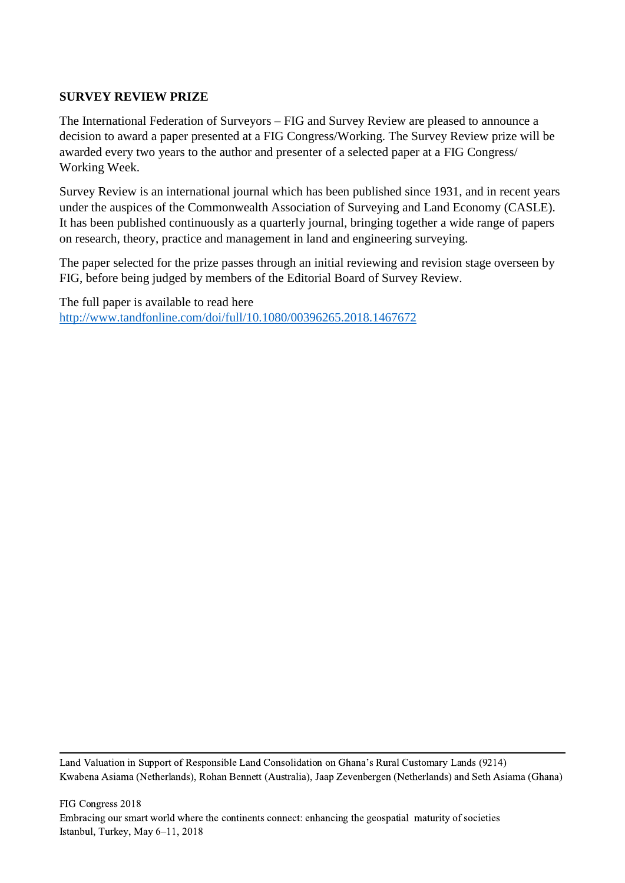**SURVEY REVIEW PRIZE**

The International Federation of Surveyors – FIG and Survey Review are pleased to announce a decision to award a paper presented at a FIG Congress/Working. The Survey Review prize will be awarded every two years to the author and presenter of a selected paper at a FIG Congress/ Working Week.

Survey Review is an international journal which has been published since 1931, and in recent years under the auspices of the Commonwealth Association of Surveying and Land Economy (CASLE). It has been published continuously as a quarterly journal, bringing together a wide range of papers on research, theory, practice and management in land and engineering surveying.

The paper selected for the prize passes through an initial reviewing and revision stage overseen by FIG, before being judged by members of the Editorial Board of Survey Review.

The full paper is available to read here
http://www.tandfonline.com/doi/full/10.1080/00396265.2018.1467672